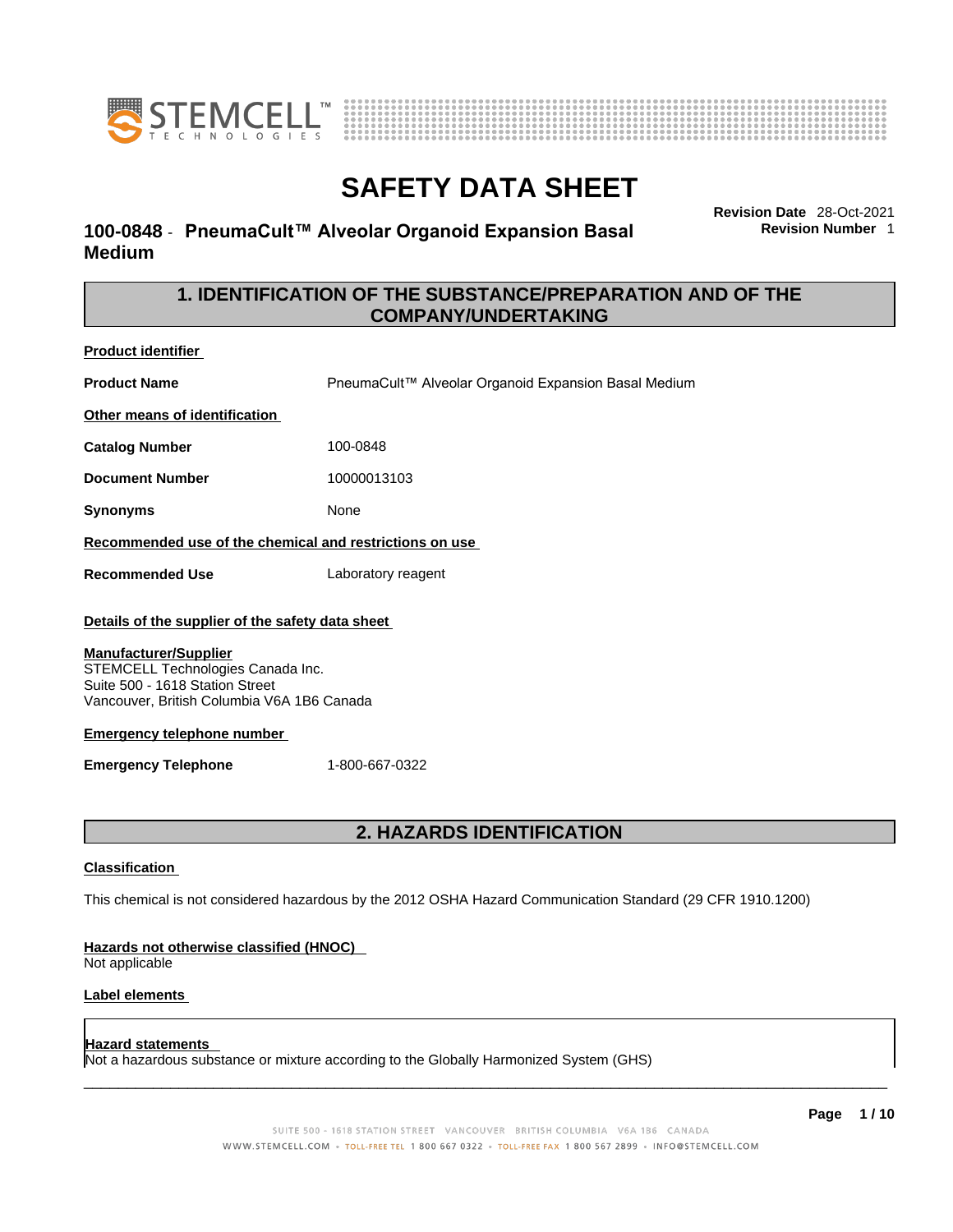# SAFETY DATA SHEET

**100-0848 - PneumaCult™ Alveolar Organoid Expansion Basal Medium**

**Revision Date** 28-Oct-2021
**Revision Number** 1

## 1. IDENTIFICATION OF THE SUBSTANCE/PREPARATION AND OF THE COMPANY/UNDERTAKING

**Product identifier**

**Product Name** PneumaCult™ Alveolar Organoid Expansion Basal Medium

**Other means of identification**

**Catalog Number** 100-0848

**Document Number** 10000013103

**Synonyms** None

**Recommended use of the chemical and restrictions on use**

**Recommended Use** Laboratory reagent

**Details of the supplier of the safety data sheet**

**Manufacturer/Supplier**
STEMCELL Technologies Canada Inc.
Suite 500 - 1618 Station Street
Vancouver, British Columbia V6A 1B6 Canada

**Emergency telephone number**

**Emergency Telephone** 1-800-667-0322

## 2. HAZARDS IDENTIFICATION

**Classification**

This chemical is not considered hazardous by the 2012 OSHA Hazard Communication Standard (29 CFR 1910.1200)

**Hazards not otherwise classified (HNOC)**
Not applicable

**Label elements**

**Hazard statements**
Not a hazardous substance or mixture according to the Globally Harmonized System (GHS)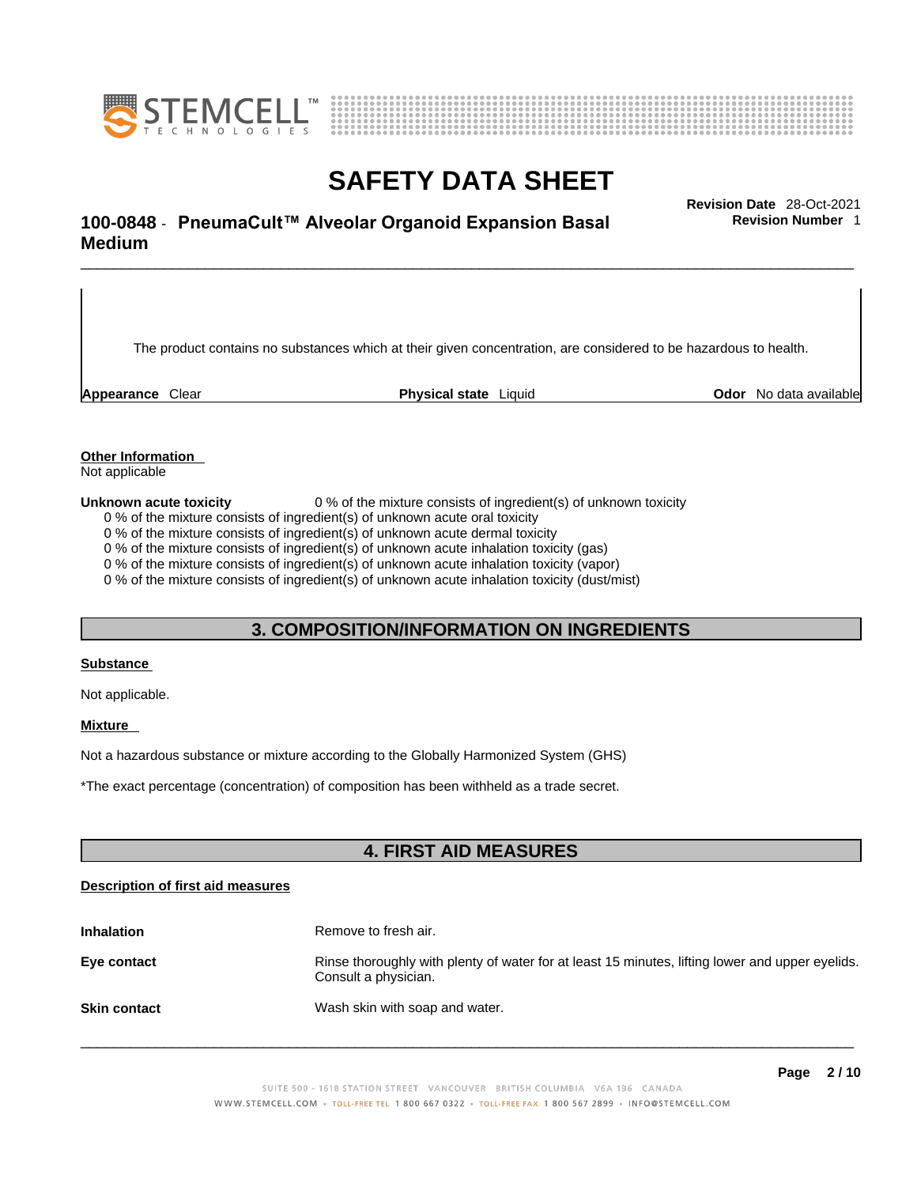The product contains no substances which at their given concentration, are considered to be hazardous to health.

**Appearance** Clear **Physical state** Liquid **Odor** No data available

**Other Information**
Not applicable

**Unknown acute toxicity** 0 % of the mixture consists of ingredient(s) of unknown toxicity

0 % of the mixture consists of ingredient(s) of unknown acute oral toxicity
0 % of the mixture consists of ingredient(s) of unknown acute dermal toxicity
0 % of the mixture consists of ingredient(s) of unknown acute inhalation toxicity (gas)
0 % of the mixture consists of ingredient(s) of unknown acute inhalation toxicity (vapor)
0 % of the mixture consists of ingredient(s) of unknown acute inhalation toxicity (dust/mist)

## 3. COMPOSITION/INFORMATION ON INGREDIENTS

**Substance**

Not applicable.

**Mixture**

Not a hazardous substance or mixture according to the Globally Harmonized System (GHS)

*The exact percentage (concentration) of composition has been withheld as a trade secret.

## 4. FIRST AID MEASURES

**Description of first aid measures**

**Inhalation** Remove to fresh air.

**Eye contact** Rinse thoroughly with plenty of water for at least 15 minutes, lifting lower and upper eyelids. Consult a physician.

**Skin contact** Wash skin with soap and water.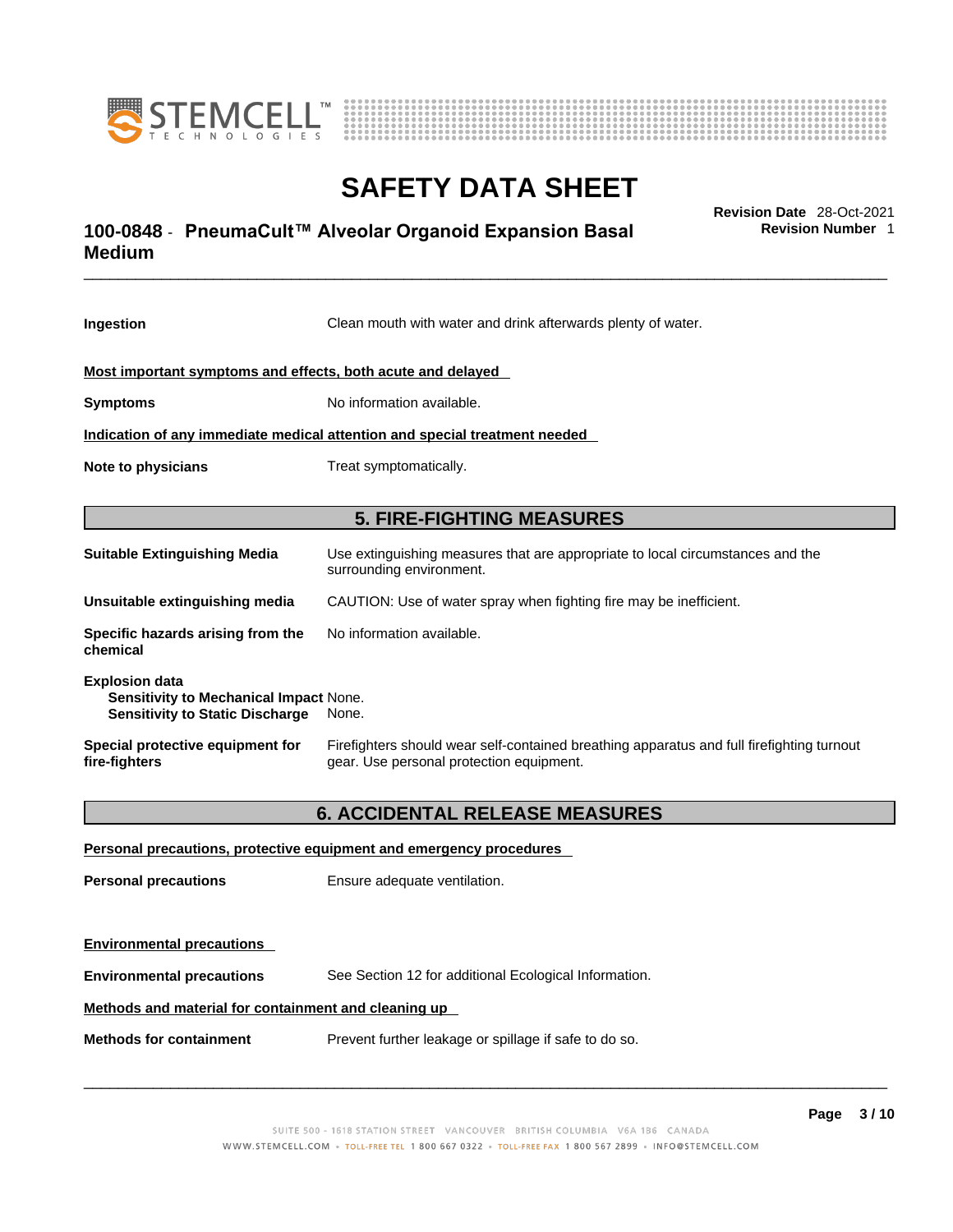**Ingestion** Clean mouth with water and drink afterwards plenty of water.

**Most important symptoms and effects, both acute and delayed**

**Symptoms** No information available.

**Indication of any immediate medical attention and special treatment needed**

**Note to physicians** Treat symptomatically.

## 5. FIRE-FIGHTING MEASURES

**Suitable Extinguishing Media** Use extinguishing measures that are appropriate to local circumstances and the surrounding environment.

**Unsuitable extinguishing media** CAUTION: Use of water spray when fighting fire may be inefficient.

**Specific hazards arising from the chemical** No information available.

**Explosion data**
**Sensitivity to Mechanical Impact** None.
**Sensitivity to Static Discharge** None.

**Special protective equipment for fire-fighters** Firefighters should wear self-contained breathing apparatus and full firefighting turnout gear. Use personal protection equipment.

## 6. ACCIDENTAL RELEASE MEASURES

**Personal precautions, protective equipment and emergency procedures**

**Personal precautions** Ensure adequate ventilation.

**Environmental precautions**

**Environmental precautions** See Section 12 for additional Ecological Information.

**Methods and material for containment and cleaning up**

**Methods for containment** Prevent further leakage or spillage if safe to do so.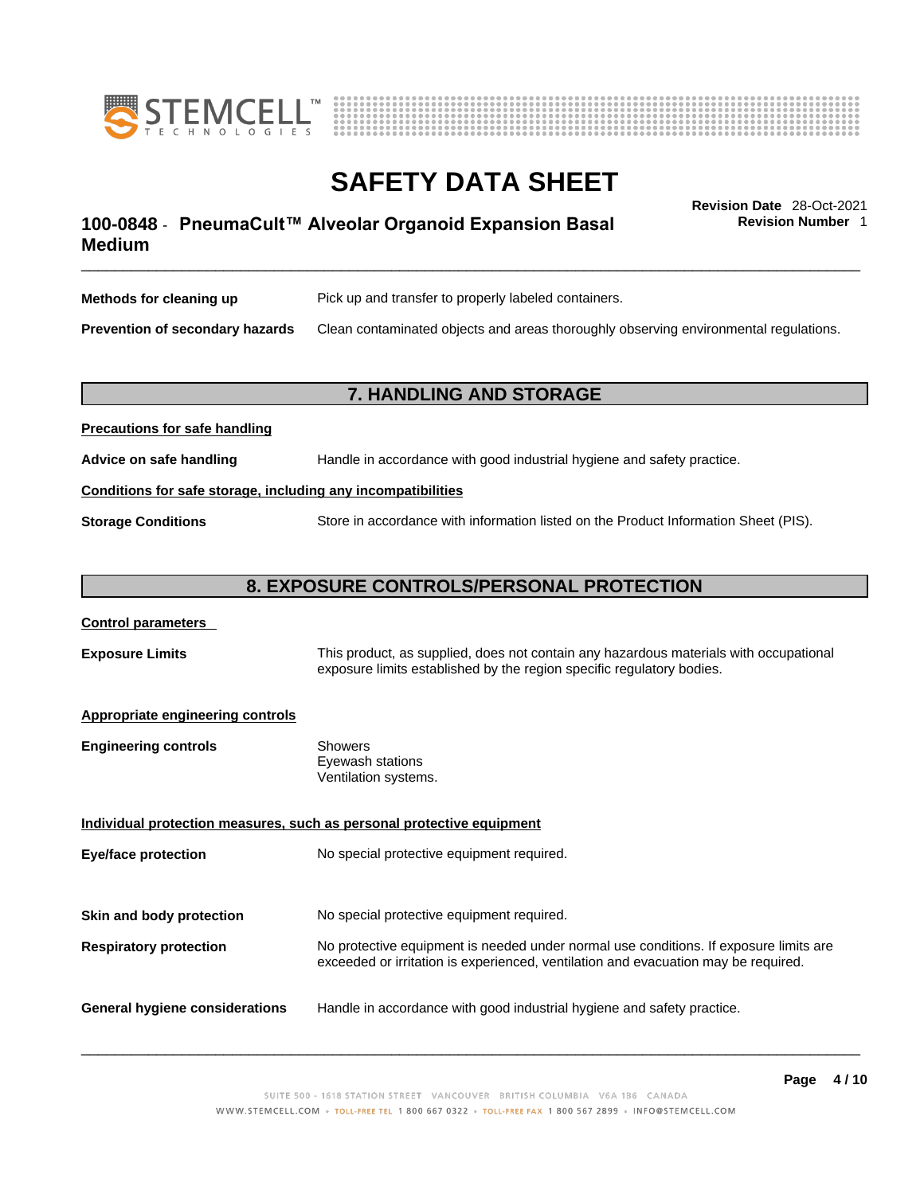| | |
|---|---|
| **Methods for cleaning up** | Pick up and transfer to properly labeled containers. |
| **Prevention of secondary hazards** | Clean contaminated objects and areas thoroughly observing environmental regulations. |

## 7. HANDLING AND STORAGE

**Precautions for safe handling**

| | |
|---|---|
| **Advice on safe handling** | Handle in accordance with good industrial hygiene and safety practice. |

**Conditions for safe storage, including any incompatibilities**

| | |
|---|---|
| **Storage Conditions** | Store in accordance with information listed on the Product Information Sheet (PIS). |

## 8. EXPOSURE CONTROLS/PERSONAL PROTECTION

**Control parameters**

| | |
|---|---|
| **Exposure Limits** | This product, as supplied, does not contain any hazardous materials with occupational exposure limits established by the region specific regulatory bodies. |

**Appropriate engineering controls**

| | |
|---|---|
| **Engineering controls** | Showers<br>Eyewash stations<br>Ventilation systems. |

**Individual protection measures, such as personal protective equipment**

| | |
|---|---|
| **Eye/face protection** | No special protective equipment required. |
| **Skin and body protection** | No special protective equipment required. |
| **Respiratory protection** | No protective equipment is needed under normal use conditions. If exposure limits are exceeded or irritation is experienced, ventilation and evacuation may be required. |
| **General hygiene considerations** | Handle in accordance with good industrial hygiene and safety practice. |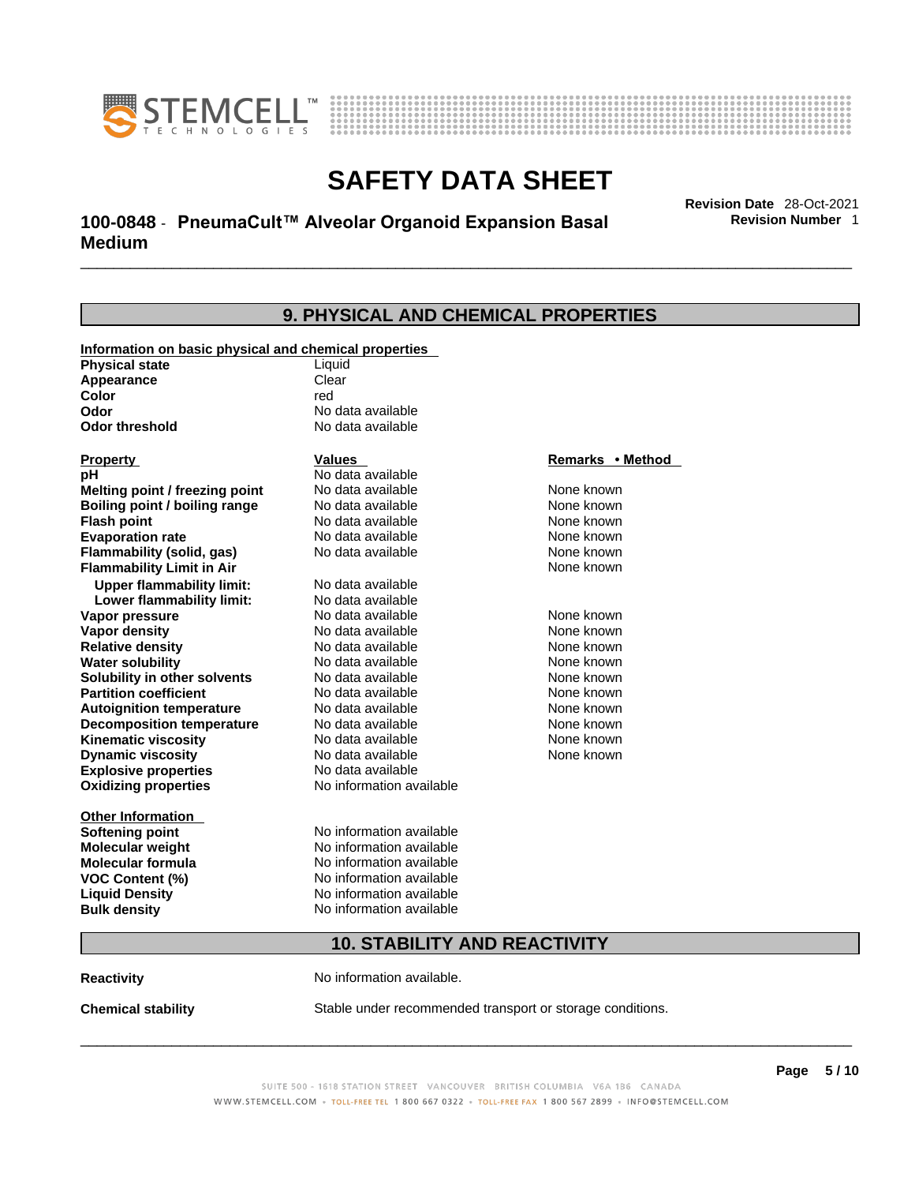## 9. PHYSICAL AND CHEMICAL PROPERTIES

**Information on basic physical and chemical properties**

| | |
|---|---|
| **Physical state** | Liquid |
| **Appearance** | Clear |
| **Color** | red |
| **Odor** | No data available |
| **Odor threshold** | No data available |

| Property | Values | Remarks • Method |
|---|---|---|
| **pH** | No data available | |
| **Melting point / freezing point** | No data available | None known |
| **Boiling point / boiling range** | No data available | None known |
| **Flash point** | No data available | None known |
| **Evaporation rate** | No data available | None known |
| **Flammability (solid, gas)** | No data available | None known |
| **Flammability Limit in Air** | | None known |
| **Upper flammability limit:** | No data available | |
| **Lower flammability limit:** | No data available | |
| **Vapor pressure** | No data available | None known |
| **Vapor density** | No data available | None known |
| **Relative density** | No data available | None known |
| **Water solubility** | No data available | None known |
| **Solubility in other solvents** | No data available | None known |
| **Partition coefficient** | No data available | None known |
| **Autoignition temperature** | No data available | None known |
| **Decomposition temperature** | No data available | None known |
| **Kinematic viscosity** | No data available | None known |
| **Dynamic viscosity** | No data available | None known |
| **Explosive properties** | No data available | |
| **Oxidizing properties** | No information available | |

**Other Information**

| | |
|---|---|
| **Softening point** | No information available |
| **Molecular weight** | No information available |
| **Molecular formula** | No information available |
| **VOC Content (%)** | No information available |
| **Liquid Density** | No information available |
| **Bulk density** | No information available |

## 10. STABILITY AND REACTIVITY

**Reactivity** No information available.

**Chemical stability** Stable under recommended transport or storage conditions.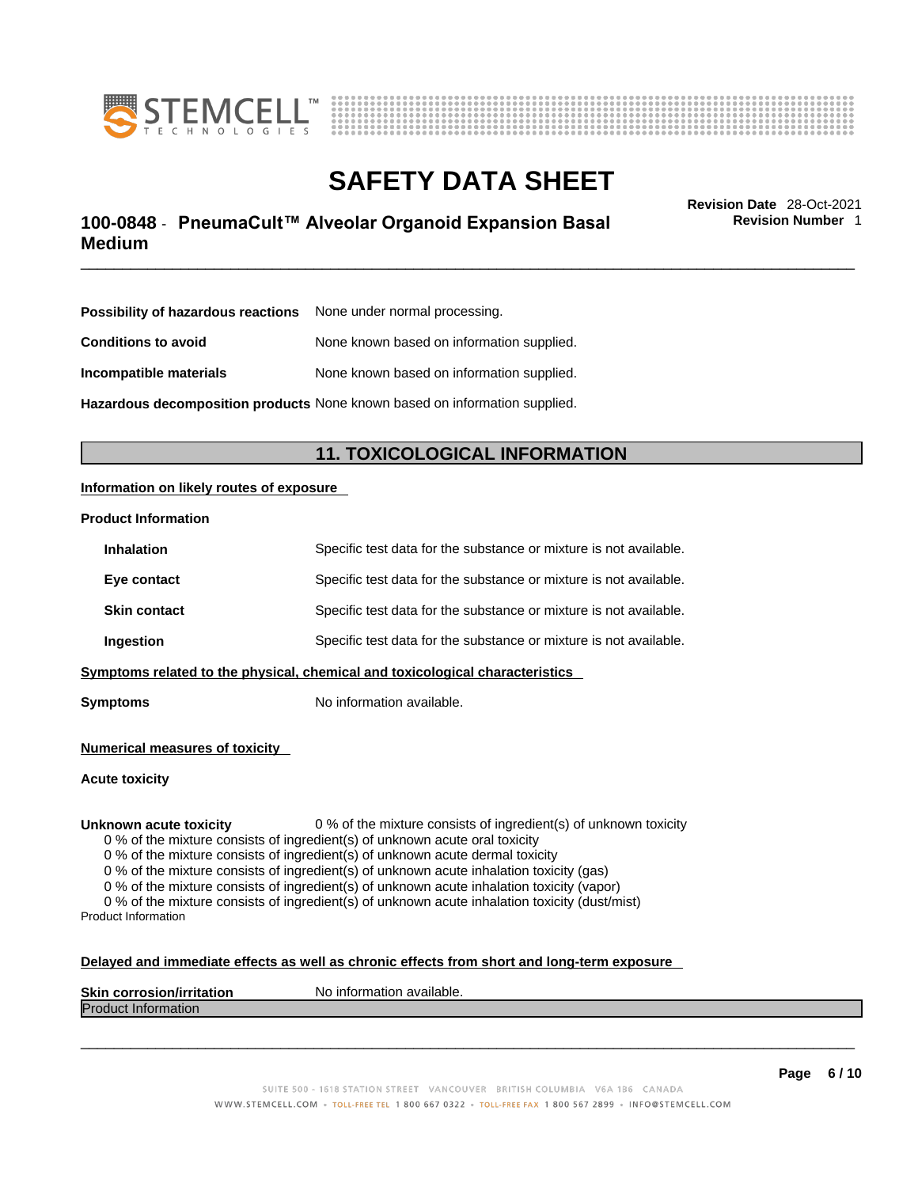**Possibility of hazardous reactions** None under normal processing.

**Conditions to avoid** None known based on information supplied.

**Incompatible materials** None known based on information supplied.

**Hazardous decomposition products** None known based on information supplied.

## 11. TOXICOLOGICAL INFORMATION

**Information on likely routes of exposure**

**Product Information**

**Inhalation** Specific test data for the substance or mixture is not available.

**Eye contact** Specific test data for the substance or mixture is not available.

**Skin contact** Specific test data for the substance or mixture is not available.

**Ingestion** Specific test data for the substance or mixture is not available.

**Symptoms related to the physical, chemical and toxicological characteristics**

**Symptoms** No information available.

**Numerical measures of toxicity**

**Acute toxicity**

**Unknown acute toxicity** 0 % of the mixture consists of ingredient(s) of unknown toxicity

0 % of the mixture consists of ingredient(s) of unknown acute oral toxicity
0 % of the mixture consists of ingredient(s) of unknown acute dermal toxicity
0 % of the mixture consists of ingredient(s) of unknown acute inhalation toxicity (gas)
0 % of the mixture consists of ingredient(s) of unknown acute inhalation toxicity (vapor)
0 % of the mixture consists of ingredient(s) of unknown acute inhalation toxicity (dust/mist)

Product Information

**Delayed and immediate effects as well as chronic effects from short and long-term exposure**

**Skin corrosion/irritation** No information available.

Product Information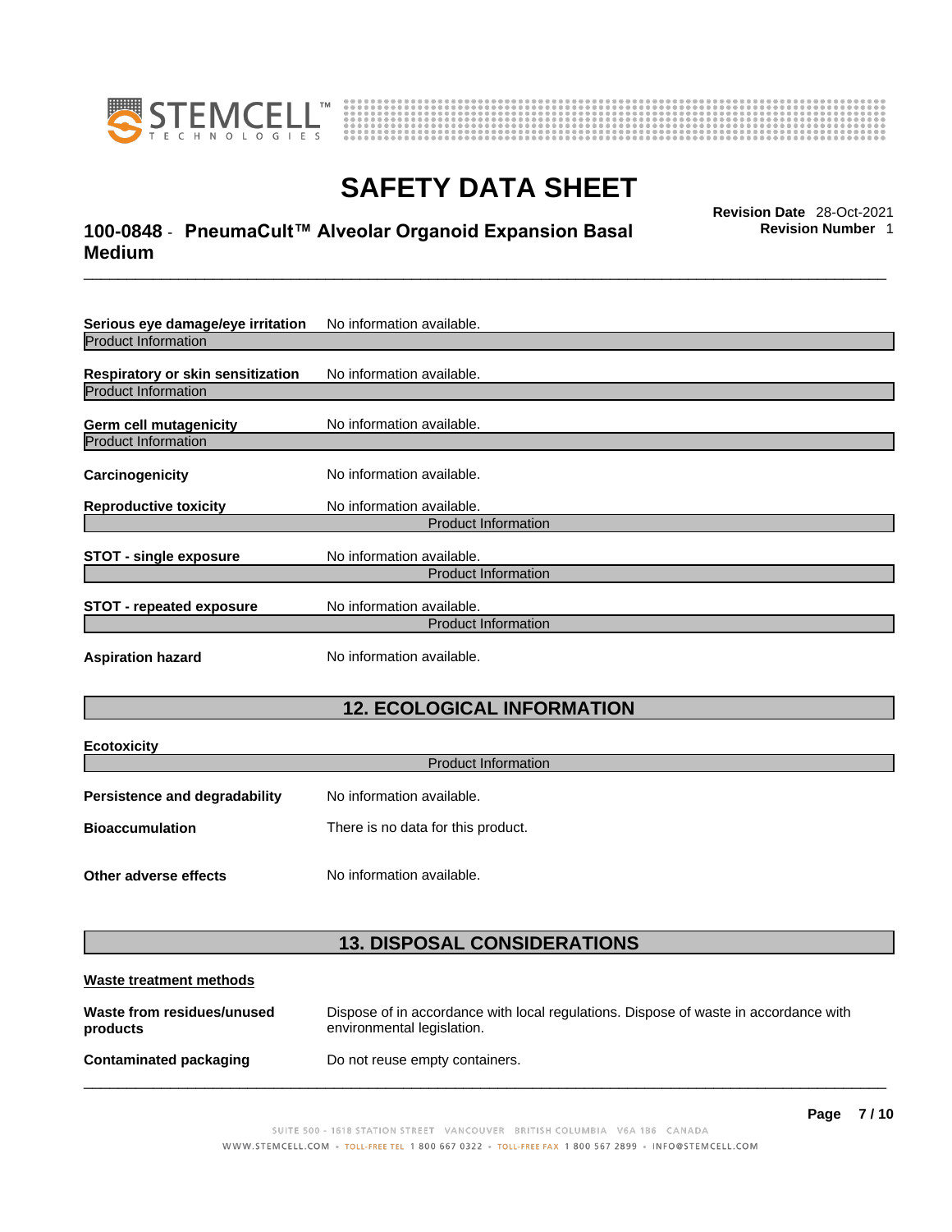**Serious eye damage/eye irritation** No information available.

Product Information

**Respiratory or skin sensitization** No information available.

Product Information

**Germ cell mutagenicity** No information available.

Product Information

**Carcinogenicity** No information available.

**Reproductive toxicity** No information available.

Product Information

**STOT - single exposure** No information available.

Product Information

**STOT - repeated exposure** No information available.

Product Information

**Aspiration hazard** No information available.

## 12. ECOLOGICAL INFORMATION

**Ecotoxicity**

Product Information

**Persistence and degradability** No information available.

**Bioaccumulation** There is no data for this product.

**Other adverse effects** No information available.

## 13. DISPOSAL CONSIDERATIONS

**Waste treatment methods**

**Waste from residues/unused products** Dispose of in accordance with local regulations. Dispose of waste in accordance with environmental legislation.

**Contaminated packaging** Do not reuse empty containers.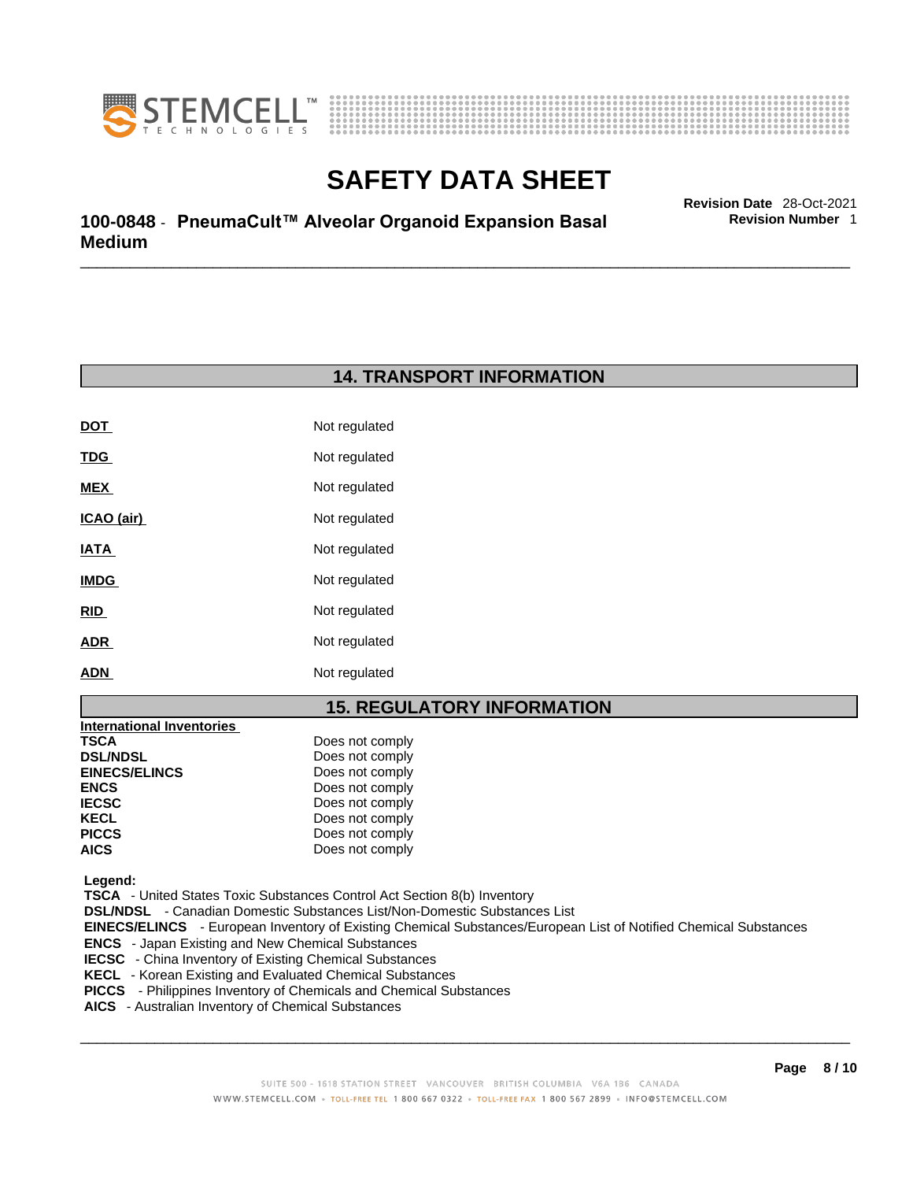## 14. TRANSPORT INFORMATION

| | |
|---|---|
| **DOT** | Not regulated |
| **TDG** | Not regulated |
| **MEX** | Not regulated |
| **ICAO (air)** | Not regulated |
| **IATA** | Not regulated |
| **IMDG** | Not regulated |
| **RID** | Not regulated |
| **ADR** | Not regulated |
| **ADN** | Not regulated |

## 15. REGULATORY INFORMATION

**International Inventories**

| | |
|---|---|
| **TSCA** | Does not comply |
| **DSL/NDSL** | Does not comply |
| **EINECS/ELINCS** | Does not comply |
| **ENCS** | Does not comply |
| **IECSC** | Does not comply |
| **KECL** | Does not comply |
| **PICCS** | Does not comply |
| **AICS** | Does not comply |

**Legend:**

**TSCA** - United States Toxic Substances Control Act Section 8(b) Inventory
**DSL/NDSL** - Canadian Domestic Substances List/Non-Domestic Substances List
**EINECS/ELINCS** - European Inventory of Existing Chemical Substances/European List of Notified Chemical Substances
**ENCS** - Japan Existing and New Chemical Substances
**IECSC** - China Inventory of Existing Chemical Substances
**KECL** - Korean Existing and Evaluated Chemical Substances
**PICCS** - Philippines Inventory of Chemicals and Chemical Substances
**AICS** - Australian Inventory of Chemical Substances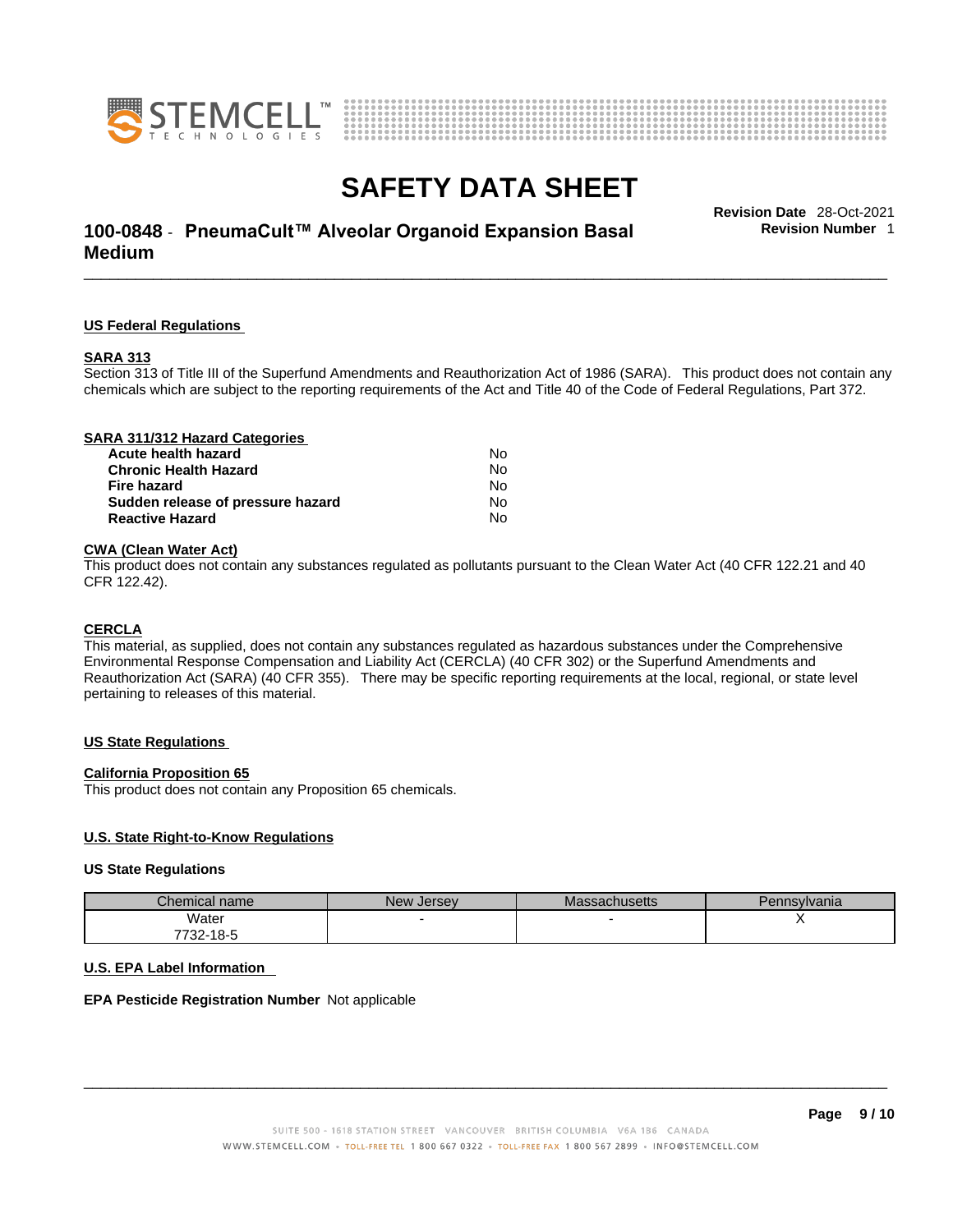### US Federal Regulations

**SARA 313**

Section 313 of Title III of the Superfund Amendments and Reauthorization Act of 1986 (SARA). This product does not contain any chemicals which are subject to the reporting requirements of the Act and Title 40 of the Code of Federal Regulations, Part 372.

**SARA 311/312 Hazard Categories**

| | |
|---|---|
| **Acute health hazard** | No |
| **Chronic Health Hazard** | No |
| **Fire hazard** | No |
| **Sudden release of pressure hazard** | No |
| **Reactive Hazard** | No |

**CWA (Clean Water Act)**

This product does not contain any substances regulated as pollutants pursuant to the Clean Water Act (40 CFR 122.21 and 40 CFR 122.42).

**CERCLA**

This material, as supplied, does not contain any substances regulated as hazardous substances under the Comprehensive Environmental Response Compensation and Liability Act (CERCLA) (40 CFR 302) or the Superfund Amendments and Reauthorization Act (SARA) (40 CFR 355). There may be specific reporting requirements at the local, regional, or state level pertaining to releases of this material.

### US State Regulations

**California Proposition 65**

This product does not contain any Proposition 65 chemicals.

### U.S. State Right-to-Know Regulations

**US State Regulations**

| Chemical name | New Jersey | Massachusetts | Pennsylvania |
|---|---|---|---|
| Water<br>7732-18-5 | - | - | X |

### U.S. EPA Label Information

**EPA Pesticide Registration Number** Not applicable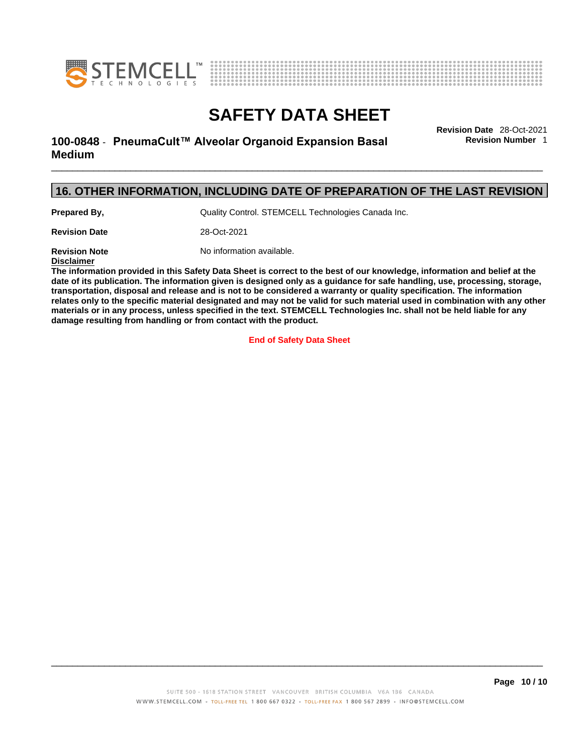## 16. OTHER INFORMATION, INCLUDING DATE OF PREPARATION OF THE LAST REVISION

**Prepared By,** Quality Control. STEMCELL Technologies Canada Inc.

**Revision Date** 28-Oct-2021

**Revision Note** No information available.

**Disclaimer**

**The information provided in this Safety Data Sheet is correct to the best of our knowledge, information and belief at the date of its publication. The information given is designed only as a guidance for safe handling, use, processing, storage, transportation, disposal and release and is not to be considered a warranty or quality specification. The information relates only to the specific material designated and may not be valid for such material used in combination with any other materials or in any process, unless specified in the text. STEMCELL Technologies Inc. shall not be held liable for any damage resulting from handling or from contact with the product.**

**End of Safety Data Sheet**